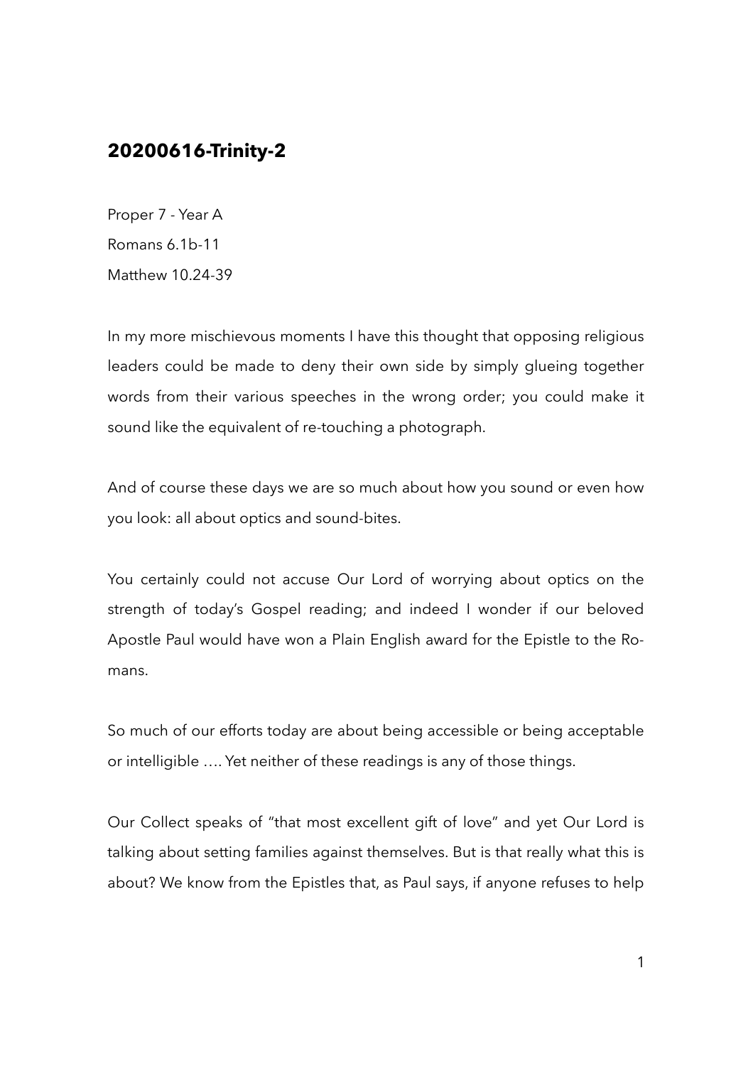## 20200616-Trinity-2

Proper 7 - Year A
Romans 6.1b-11
Matthew 10.24-39

In my more mischievous moments I have this thought that opposing religious leaders could be made to deny their own side by simply glueing together words from their various speeches in the wrong order; you could make it sound like the equivalent of re-touching a photograph.

And of course these days we are so much about how you sound or even how you look: all about optics and sound-bites.

You certainly could not accuse Our Lord of worrying about optics on the strength of today's Gospel reading; and indeed I wonder if our beloved Apostle Paul would have won a Plain English award for the Epistle to the Romans.

So much of our efforts today are about being accessible or being acceptable or intelligible …. Yet neither of these readings is any of those things.

Our Collect speaks of "that most excellent gift of love" and yet Our Lord is talking about setting families against themselves. But is that really what this is about? We know from the Epistles that, as Paul says, if anyone refuses to help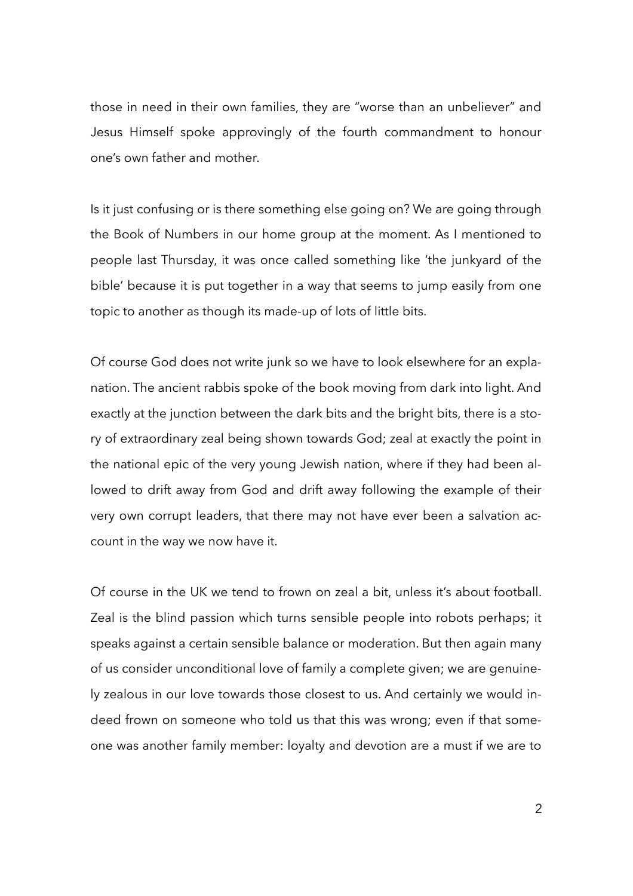those in need in their own families, they are "worse than an unbeliever" and Jesus Himself spoke approvingly of the fourth commandment to honour one's own father and mother.

Is it just confusing or is there something else going on? We are going through the Book of Numbers in our home group at the moment. As I mentioned to people last Thursday, it was once called something like 'the junkyard of the bible' because it is put together in a way that seems to jump easily from one topic to another as though its made-up of lots of little bits.

Of course God does not write junk so we have to look elsewhere for an explanation. The ancient rabbis spoke of the book moving from dark into light. And exactly at the junction between the dark bits and the bright bits, there is a story of extraordinary zeal being shown towards God; zeal at exactly the point in the national epic of the very young Jewish nation, where if they had been allowed to drift away from God and drift away following the example of their very own corrupt leaders, that there may not have ever been a salvation account in the way we now have it.

Of course in the UK we tend to frown on zeal a bit, unless it's about football. Zeal is the blind passion which turns sensible people into robots perhaps; it speaks against a certain sensible balance or moderation. But then again many of us consider unconditional love of family a complete given; we are genuinely zealous in our love towards those closest to us. And certainly we would indeed frown on someone who told us that this was wrong; even if that someone was another family member: loyalty and devotion are a must if we are to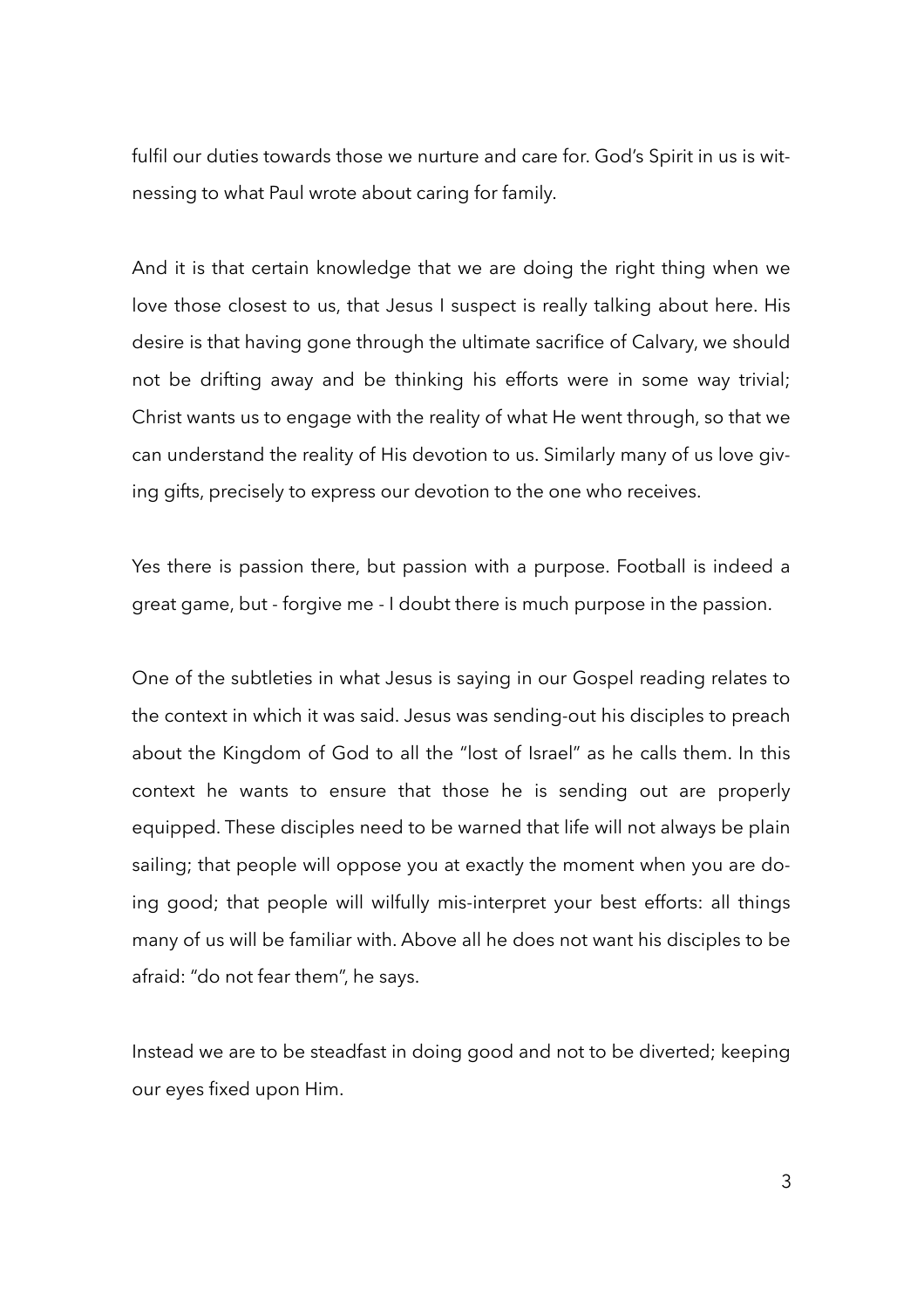fulfil our duties towards those we nurture and care for. God's Spirit in us is witnessing to what Paul wrote about caring for family.

And it is that certain knowledge that we are doing the right thing when we love those closest to us, that Jesus I suspect is really talking about here. His desire is that having gone through the ultimate sacrifice of Calvary, we should not be drifting away and be thinking his efforts were in some way trivial; Christ wants us to engage with the reality of what He went through, so that we can understand the reality of His devotion to us. Similarly many of us love giving gifts, precisely to express our devotion to the one who receives.

Yes there is passion there, but passion with a purpose. Football is indeed a great game, but - forgive me - I doubt there is much purpose in the passion.

One of the subtleties in what Jesus is saying in our Gospel reading relates to the context in which it was said. Jesus was sending-out his disciples to preach about the Kingdom of God to all the "lost of Israel" as he calls them. In this context he wants to ensure that those he is sending out are properly equipped. These disciples need to be warned that life will not always be plain sailing; that people will oppose you at exactly the moment when you are doing good; that people will wilfully mis-interpret your best efforts: all things many of us will be familiar with. Above all he does not want his disciples to be afraid: "do not fear them", he says.

Instead we are to be steadfast in doing good and not to be diverted; keeping our eyes fixed upon Him.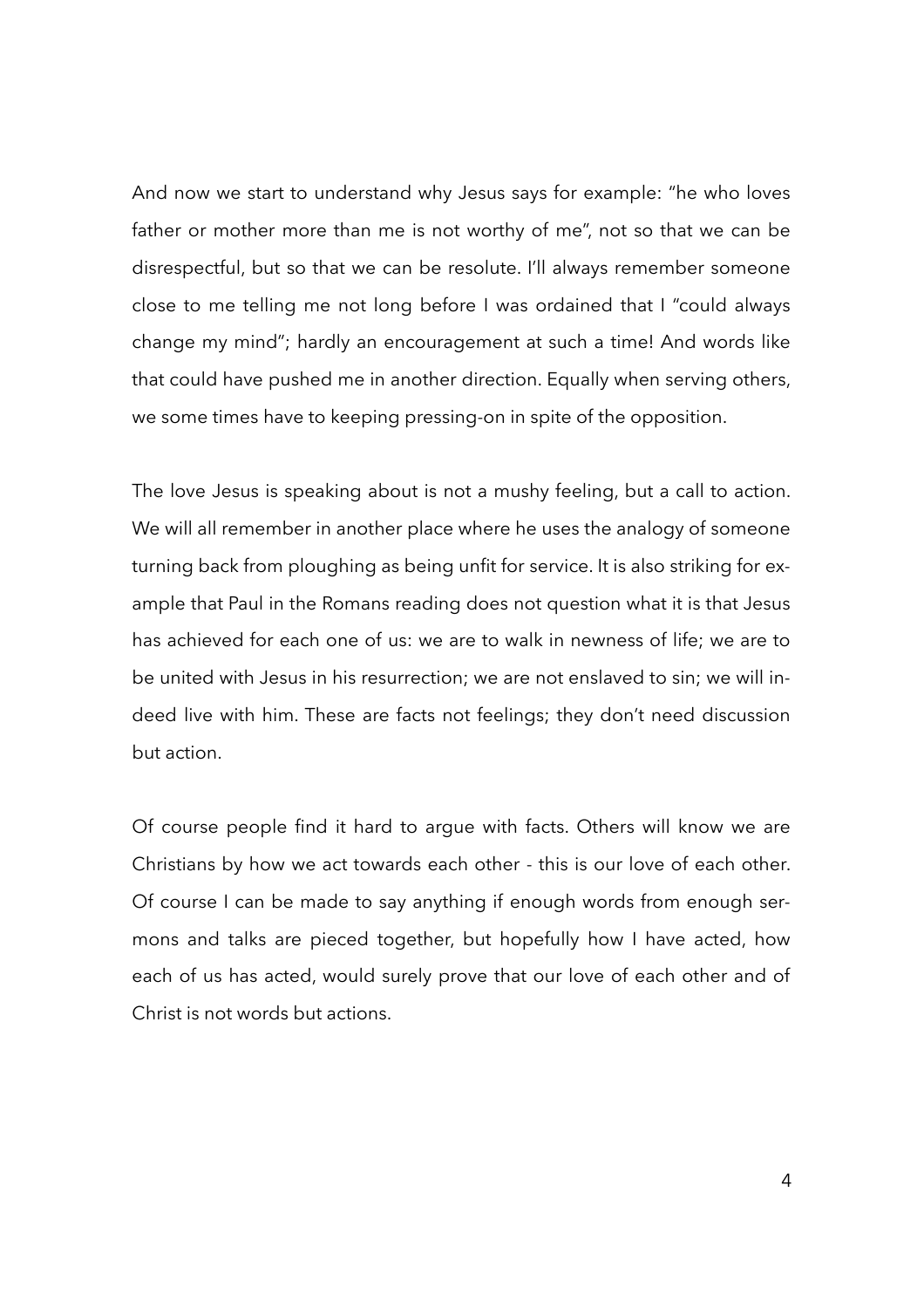And now we start to understand why Jesus says for example: "he who loves father or mother more than me is not worthy of me", not so that we can be disrespectful, but so that we can be resolute. I'll always remember someone close to me telling me not long before I was ordained that I "could always change my mind"; hardly an encouragement at such a time! And words like that could have pushed me in another direction. Equally when serving others, we some times have to keeping pressing-on in spite of the opposition.

The love Jesus is speaking about is not a mushy feeling, but a call to action. We will all remember in another place where he uses the analogy of someone turning back from ploughing as being unfit for service. It is also striking for example that Paul in the Romans reading does not question what it is that Jesus has achieved for each one of us: we are to walk in newness of life; we are to be united with Jesus in his resurrection; we are not enslaved to sin; we will indeed live with him. These are facts not feelings; they don't need discussion but action.

Of course people find it hard to argue with facts. Others will know we are Christians by how we act towards each other - this is our love of each other. Of course I can be made to say anything if enough words from enough sermons and talks are pieced together, but hopefully how I have acted, how each of us has acted, would surely prove that our love of each other and of Christ is not words but actions.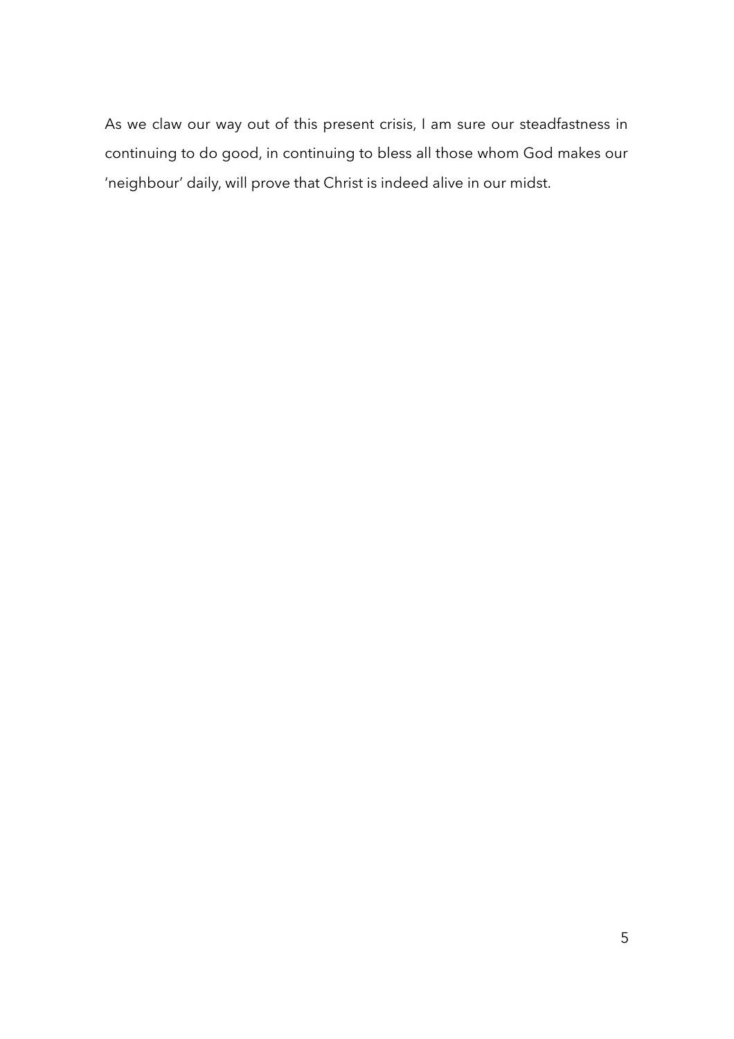As we claw our way out of this present crisis, I am sure our steadfastness in continuing to do good, in continuing to bless all those whom God makes our 'neighbour' daily, will prove that Christ is indeed alive in our midst.